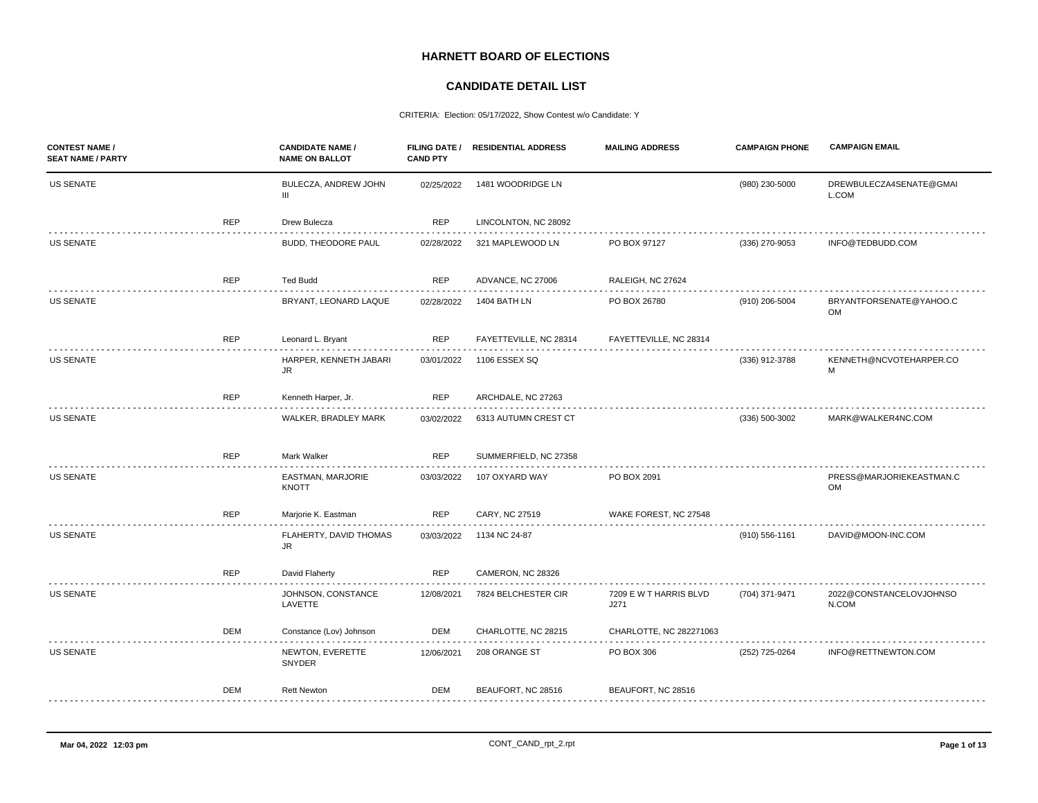# HARNETT BOARD OF ELECTIONS

## CANDIDATE DETAIL LIST

CRITERIA: Election: 05/17/2022, Show Contest w/o Candidate: Y

| CONTEST NAME / SEAT NAME / PARTY | | CANDIDATE NAME / NAME ON BALLOT | FILING DATE / CAND PTY | RESIDENTIAL ADDRESS | MAILING ADDRESS | CAMPAIGN PHONE | CAMPAIGN EMAIL |
|---|---|---|---|---|---|---|---|
| US SENATE | | BULECZA, ANDREW JOHN III | 02/25/2022 | 1481 WOODRIDGE LN | | (980) 230-5000 | DREWBULECZA4SENATE@GMAIL.COM |
| | REP | Drew Bulecza | REP | LINCOLNTON, NC 28092 | | | |
| US SENATE | | BUDD, THEODORE PAUL | 02/28/2022 | 321 MAPLEWOOD LN | PO BOX 97127 | (336) 270-9053 | INFO@TEDBUDD.COM |
| | REP | Ted Budd | REP | ADVANCE, NC 27006 | RALEIGH, NC 27624 | | |
| US SENATE | | BRYANT, LEONARD LAQUE | 02/28/2022 | 1404 BATH LN | PO BOX 26780 | (910) 206-5004 | BRYANTFORSENATE@YAHOO.COM |
| | REP | Leonard L. Bryant | REP | FAYETTEVILLE, NC 28314 | FAYETTEVILLE, NC 28314 | | |
| US SENATE | | HARPER, KENNETH JABARI JR | 03/01/2022 | 1106 ESSEX SQ | | (336) 912-3788 | KENNETH@NCVOTEHARPER.COM |
| | REP | Kenneth Harper, Jr. | REP | ARCHDALE, NC 27263 | | | |
| US SENATE | | WALKER, BRADLEY MARK | 03/02/2022 | 6313 AUTUMN CREST CT | | (336) 500-3002 | MARK@WALKER4NC.COM |
| | REP | Mark Walker | REP | SUMMERFIELD, NC 27358 | | | |
| US SENATE | | EASTMAN, MARJORIE KNOTT | 03/03/2022 | 107 OXYARD WAY | PO BOX 2091 | | PRESS@MARJORIEKEASTMAN.COM |
| | REP | Marjorie K. Eastman | REP | CARY, NC 27519 | WAKE FOREST, NC 27548 | | |
| US SENATE | | FLAHERTY, DAVID THOMAS JR | 03/03/2022 | 1134 NC 24-87 | | (910) 556-1161 | DAVID@MOON-INC.COM |
| | REP | David Flaherty | REP | CAMERON, NC 28326 | | | |
| US SENATE | | JOHNSON, CONSTANCE LAVETTE | 12/08/2021 | 7824 BELCHESTER CIR | 7209 E W T HARRIS BLVD J271 | (704) 371-9471 | 2022@CONSTANCELOVJOHNSON.COM |
| | DEM | Constance (Lov) Johnson | DEM | CHARLOTTE, NC 28215 | CHARLOTTE, NC 282271063 | | |
| US SENATE | | NEWTON, EVERETTE SNYDER | 12/06/2021 | 208 ORANGE ST | PO BOX 306 | (252) 725-0264 | INFO@RETTNEWTON.COM |
| | DEM | Rett Newton | DEM | BEAUFORT, NC 28516 | BEAUFORT, NC 28516 | | |

Mar 04, 2022 12:03 pm CONT_CAND_rpt_2.rpt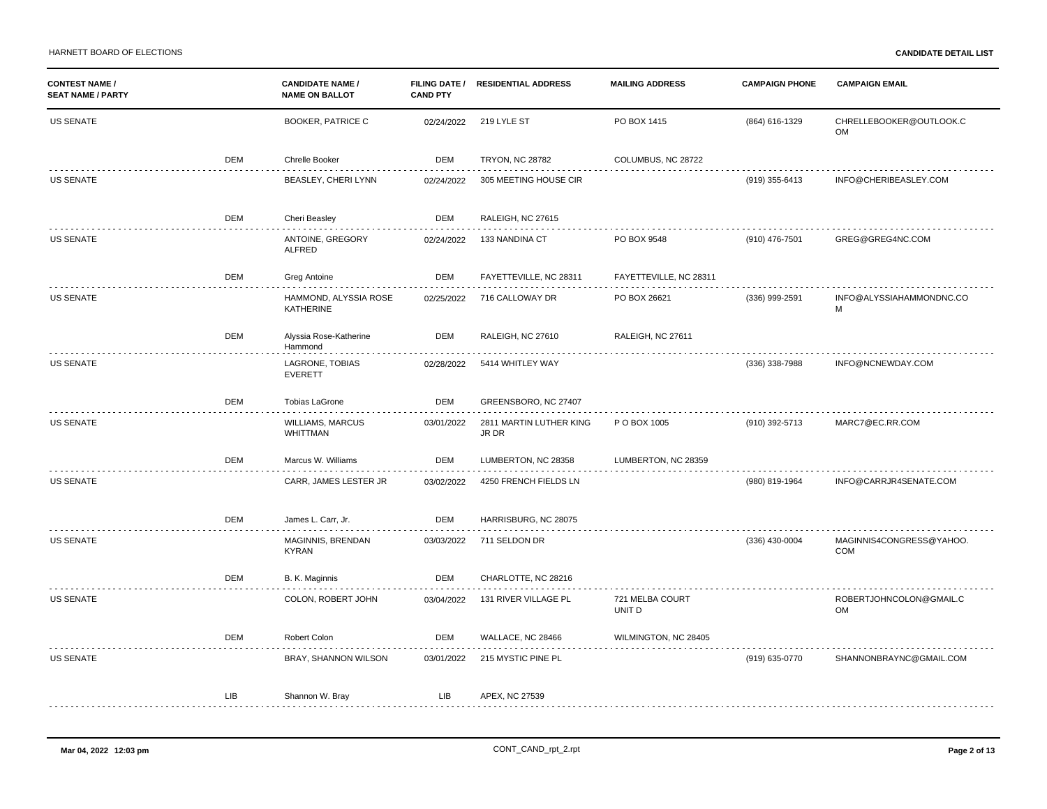| CONTEST NAME / SEAT NAME / PARTY | | CANDIDATE NAME / NAME ON BALLOT | FILING DATE / CAND PTY | RESIDENTIAL ADDRESS | MAILING ADDRESS | CAMPAIGN PHONE | CAMPAIGN EMAIL |
|---|---|---|---|---|---|---|---|
| US SENATE | | BOOKER, PATRICE C | 02/24/2022 | 219 LYLE ST | PO BOX 1415 | (864) 616-1329 | CHRELLEBOOKER@OUTLOOK.COM |
| | DEM | Chrelle Booker | DEM | TRYON, NC 28782 | COLUMBUS, NC 28722 | | |
| US SENATE | | BEASLEY, CHERI LYNN | 02/24/2022 | 305 MEETING HOUSE CIR | | (919) 355-6413 | INFO@CHERIBEASLEY.COM |
| | DEM | Cheri Beasley | DEM | RALEIGH, NC 27615 | | | |
| US SENATE | | ANTOINE, GREGORY ALFRED | 02/24/2022 | 133 NANDINA CT | PO BOX 9548 | (910) 476-7501 | GREG@GREG4NC.COM |
| | DEM | Greg Antoine | DEM | FAYETTEVILLE, NC 28311 | FAYETTEVILLE, NC 28311 | | |
| US SENATE | | HAMMOND, ALYSSIA ROSE KATHERINE | 02/25/2022 | 716 CALLOWAY DR | PO BOX 26621 | (336) 999-2591 | INFO@ALYSSIAHAMMONDNC.COM |
| | DEM | Alyssia Rose-Katherine Hammond | DEM | RALEIGH, NC 27610 | RALEIGH, NC 27611 | | |
| US SENATE | | LAGRONE, TOBIAS EVERETT | 02/28/2022 | 5414 WHITLEY WAY | | (336) 338-7988 | INFO@NCNEWDAY.COM |
| | DEM | Tobias LaGrone | DEM | GREENSBORO, NC 27407 | | | |
| US SENATE | | WILLIAMS, MARCUS WHITTMAN | 03/01/2022 | 2811 MARTIN LUTHER KING JR DR | P O BOX 1005 | (910) 392-5713 | MARC7@EC.RR.COM |
| | DEM | Marcus W. Williams | DEM | LUMBERTON, NC 28358 | LUMBERTON, NC 28359 | | |
| US SENATE | | CARR, JAMES LESTER JR | 03/02/2022 | 4250 FRENCH FIELDS LN | | (980) 819-1964 | INFO@CARRJR4SENATE.COM |
| | DEM | James L. Carr, Jr. | DEM | HARRISBURG, NC 28075 | | | |
| US SENATE | | MAGINNIS, BRENDAN KYRAN | 03/03/2022 | 711 SELDON DR | | (336) 430-0004 | MAGINNIS4CONGRESS@YAHOO.COM |
| | DEM | B. K. Maginnis | DEM | CHARLOTTE, NC 28216 | | | |
| US SENATE | | COLON, ROBERT JOHN | 03/04/2022 | 131 RIVER VILLAGE PL | 721 MELBA COURT UNIT D | | ROBERTJOHNCOLON@GMAIL.COM |
| | DEM | Robert Colon | DEM | WALLACE, NC 28466 | WILMINGTON, NC 28405 | | |
| US SENATE | | BRAY, SHANNON WILSON | 03/01/2022 | 215 MYSTIC PINE PL | | (919) 635-0770 | SHANNONBRAYNC@GMAIL.COM |
| | LIB | Shannon W. Bray | LIB | APEX, NC 27539 | | | |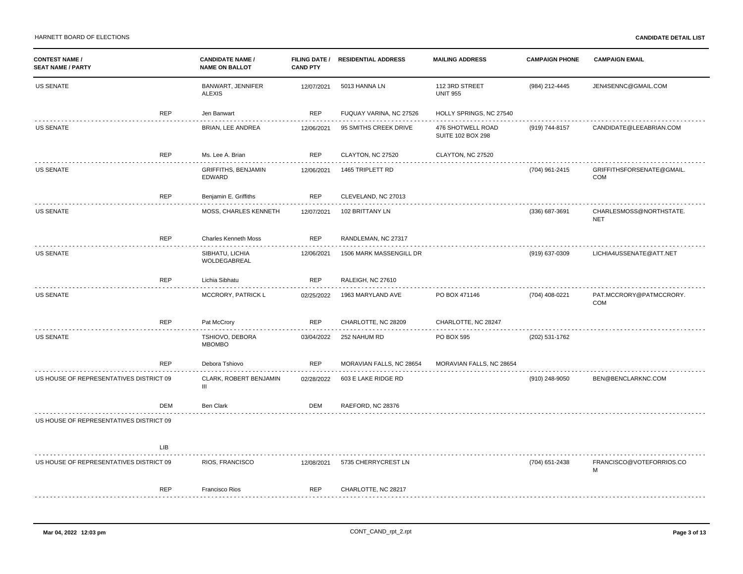HARNETT BOARD OF ELECTIONS

**CANDIDATE DETAIL LIST**

| CONTEST NAME / SEAT NAME / PARTY | CANDIDATE NAME / NAME ON BALLOT | FILING DATE / CAND PTY | RESIDENTIAL ADDRESS | MAILING ADDRESS | CAMPAIGN PHONE | CAMPAIGN EMAIL |
|---|---|---|---|---|---|---|
| US SENATE | BANWART, JENNIFER ALEXIS | 12/07/2021 | 5013 HANNA LN | 112 3RD STREET UNIT 955 | (984) 212-4445 | JEN4SENNC@GMAIL.COM |
| REP | Jen Banwart | REP | FUQUAY VARINA, NC 27526 | HOLLY SPRINGS, NC 27540 | | |
| US SENATE | BRIAN, LEE ANDREA | 12/06/2021 | 95 SMITHS CREEK DRIVE | 476 SHOTWELL ROAD SUITE 102 BOX 298 | (919) 744-8157 | CANDIDATE@LEEABRIAN.COM |
| REP | Ms. Lee A. Brian | REP | CLAYTON, NC 27520 | CLAYTON, NC 27520 | | |
| US SENATE | GRIFFITHS, BENJAMIN EDWARD | 12/06/2021 | 1465 TRIPLETT RD | | (704) 961-2415 | GRIFFITHSFORSENATE@GMAIL.COM |
| REP | Benjamin E. Griffiths | REP | CLEVELAND, NC 27013 | | | |
| US SENATE | MOSS, CHARLES KENNETH | 12/07/2021 | 102 BRITTANY LN | | (336) 687-3691 | CHARLESMOSS@NORTHSTATE.NET |
| REP | Charles Kenneth Moss | REP | RANDLEMAN, NC 27317 | | | |
| US SENATE | SIBHATU, LICHIA WOLDEGABREAL | 12/06/2021 | 1506 MARK MASSENGILL DR | | (919) 637-0309 | LICHIA4USSENATE@ATT.NET |
| REP | Lichia Sibhatu | REP | RALEIGH, NC 27610 | | | |
| US SENATE | MCCRORY, PATRICK L | 02/25/2022 | 1963 MARYLAND AVE | PO BOX 471146 | (704) 408-0221 | PAT.MCCRORY@PATMCCRORY.COM |
| REP | Pat McCrory | REP | CHARLOTTE, NC 28209 | CHARLOTTE, NC 28247 | | |
| US SENATE | TSHIOVO, DEBORA MBOMBO | 03/04/2022 | 252 NAHUM RD | PO BOX 595 | (202) 531-1762 | |
| REP | Debora Tshiovo | REP | MORAVIAN FALLS, NC 28654 | MORAVIAN FALLS, NC 28654 | | |
| US HOUSE OF REPRESENTATIVES DISTRICT 09 | CLARK, ROBERT BENJAMIN III | 02/28/2022 | 603 E LAKE RIDGE RD | | (910) 248-9050 | BEN@BENCLARKNC.COM |
| DEM | Ben Clark | DEM | RAEFORD, NC 28376 | | | |
| US HOUSE OF REPRESENTATIVES DISTRICT 09 | | | | | | |
| LIB | | | | | | |
| US HOUSE OF REPRESENTATIVES DISTRICT 09 | RIOS, FRANCISCO | 12/08/2021 | 5735 CHERRYCREST LN | | (704) 651-2438 | FRANCISCO@VOTEFORRIOS.COM |
| REP | Francisco Rios | REP | CHARLOTTE, NC 28217 | | | |

Mar 04, 2022 12:03 pm CONT_CAND_rpt_2.rpt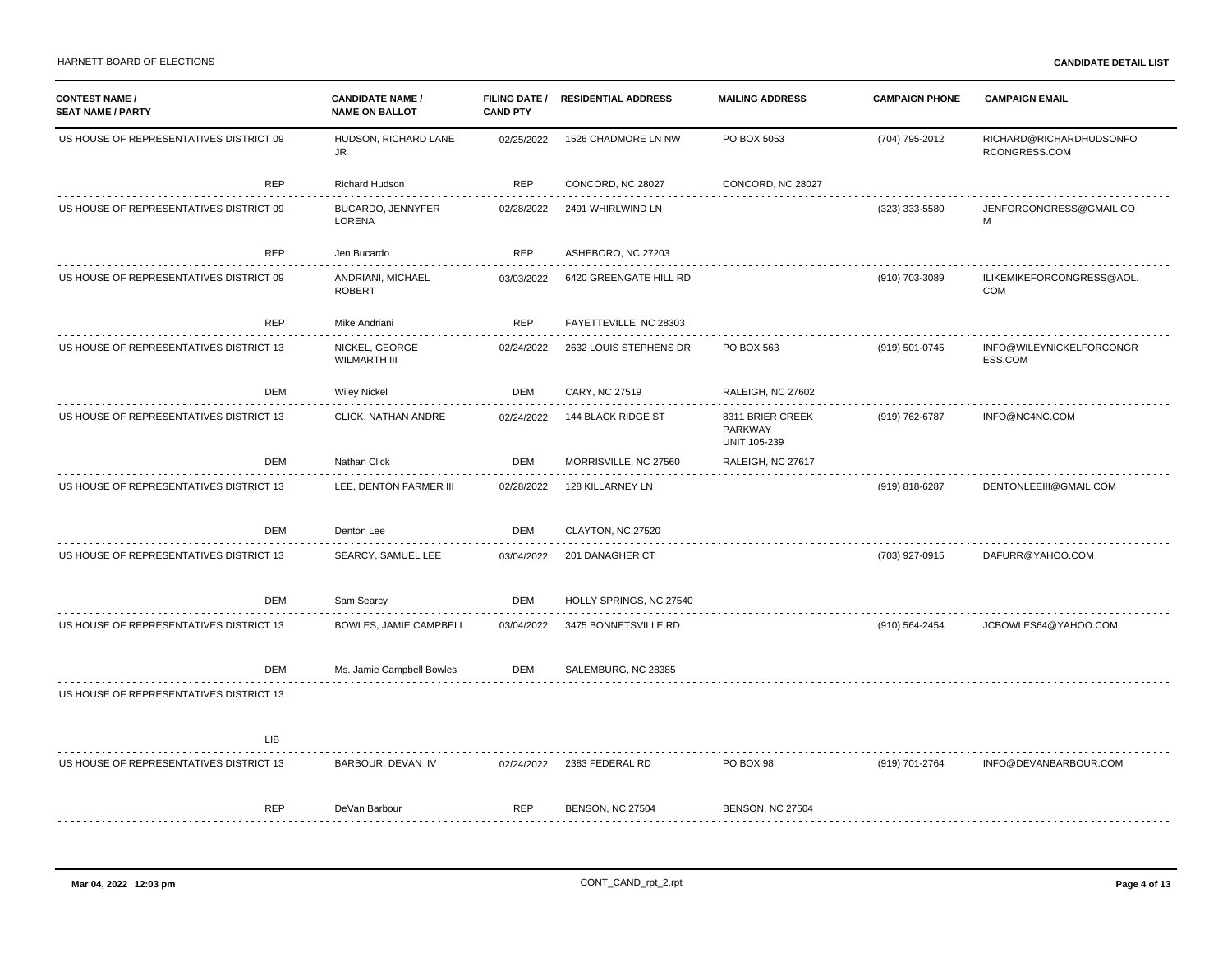| CONTEST NAME / SEAT NAME / PARTY | CANDIDATE NAME / NAME ON BALLOT | FILING DATE / CAND PTY | RESIDENTIAL ADDRESS | MAILING ADDRESS | CAMPAIGN PHONE | CAMPAIGN EMAIL |
|---|---|---|---|---|---|---|
| US HOUSE OF REPRESENTATIVES DISTRICT 09 | HUDSON, RICHARD LANE JR | 02/25/2022 | 1526 CHADMORE LN NW | PO BOX 5053 | (704) 795-2012 | RICHARD@RICHARDHUDSONFORCONGRESS.COM |
| REP | Richard Hudson | REP | CONCORD, NC 28027 | CONCORD, NC 28027 | | |
| US HOUSE OF REPRESENTATIVES DISTRICT 09 | BUCARDO, JENNYFER LORENA | 02/28/2022 | 2491 WHIRLWIND LN | | (323) 333-5580 | JENFORCONGRESS@GMAIL.COM |
| REP | Jen Bucardo | REP | ASHEBORO, NC 27203 | | | |
| US HOUSE OF REPRESENTATIVES DISTRICT 09 | ANDRIANI, MICHAEL ROBERT | 03/03/2022 | 6420 GREENGATE HILL RD | | (910) 703-3089 | ILIKEMIKEFORCONGRESS@AOL.COM |
| REP | Mike Andriani | REP | FAYETTEVILLE, NC 28303 | | | |
| US HOUSE OF REPRESENTATIVES DISTRICT 13 | NICKEL, GEORGE WILMARTH III | 02/24/2022 | 2632 LOUIS STEPHENS DR | PO BOX 563 | (919) 501-0745 | INFO@WILEYNICKELFORCONGRESS.COM |
| DEM | Wiley Nickel | DEM | CARY, NC 27519 | RALEIGH, NC 27602 | | |
| US HOUSE OF REPRESENTATIVES DISTRICT 13 | CLICK, NATHAN ANDRE | 02/24/2022 | 144 BLACK RIDGE ST | 8311 BRIER CREEK PARKWAY UNIT 105-239 | (919) 762-6787 | INFO@NC4NC.COM |
| DEM | Nathan Click | DEM | MORRISVILLE, NC 27560 | RALEIGH, NC 27617 | | |
| US HOUSE OF REPRESENTATIVES DISTRICT 13 | LEE, DENTON FARMER III | 02/28/2022 | 128 KILLARNEY LN | | (919) 818-6287 | DENTONLEEIII@GMAIL.COM |
| DEM | Denton Lee | DEM | CLAYTON, NC 27520 | | | |
| US HOUSE OF REPRESENTATIVES DISTRICT 13 | SEARCY, SAMUEL LEE | 03/04/2022 | 201 DANAGHER CT | | (703) 927-0915 | DAFURR@YAHOO.COM |
| DEM | Sam Searcy | DEM | HOLLY SPRINGS, NC 27540 | | | |
| US HOUSE OF REPRESENTATIVES DISTRICT 13 | BOWLES, JAMIE CAMPBELL | 03/04/2022 | 3475 BONNETSVILLE RD | | (910) 564-2454 | JCBOWLES64@YAHOO.COM |
| DEM | Ms. Jamie Campbell Bowles | DEM | SALEMBURG, NC 28385 | | | |
| US HOUSE OF REPRESENTATIVES DISTRICT 13 | | | | | | |
| LIB | | | | | | |
| US HOUSE OF REPRESENTATIVES DISTRICT 13 | BARBOUR, DEVAN IV | 02/24/2022 | 2383 FEDERAL RD | PO BOX 98 | (919) 701-2764 | INFO@DEVANBARBOUR.COM |
| REP | DeVan Barbour | REP | BENSON, NC 27504 | BENSON, NC 27504 | | |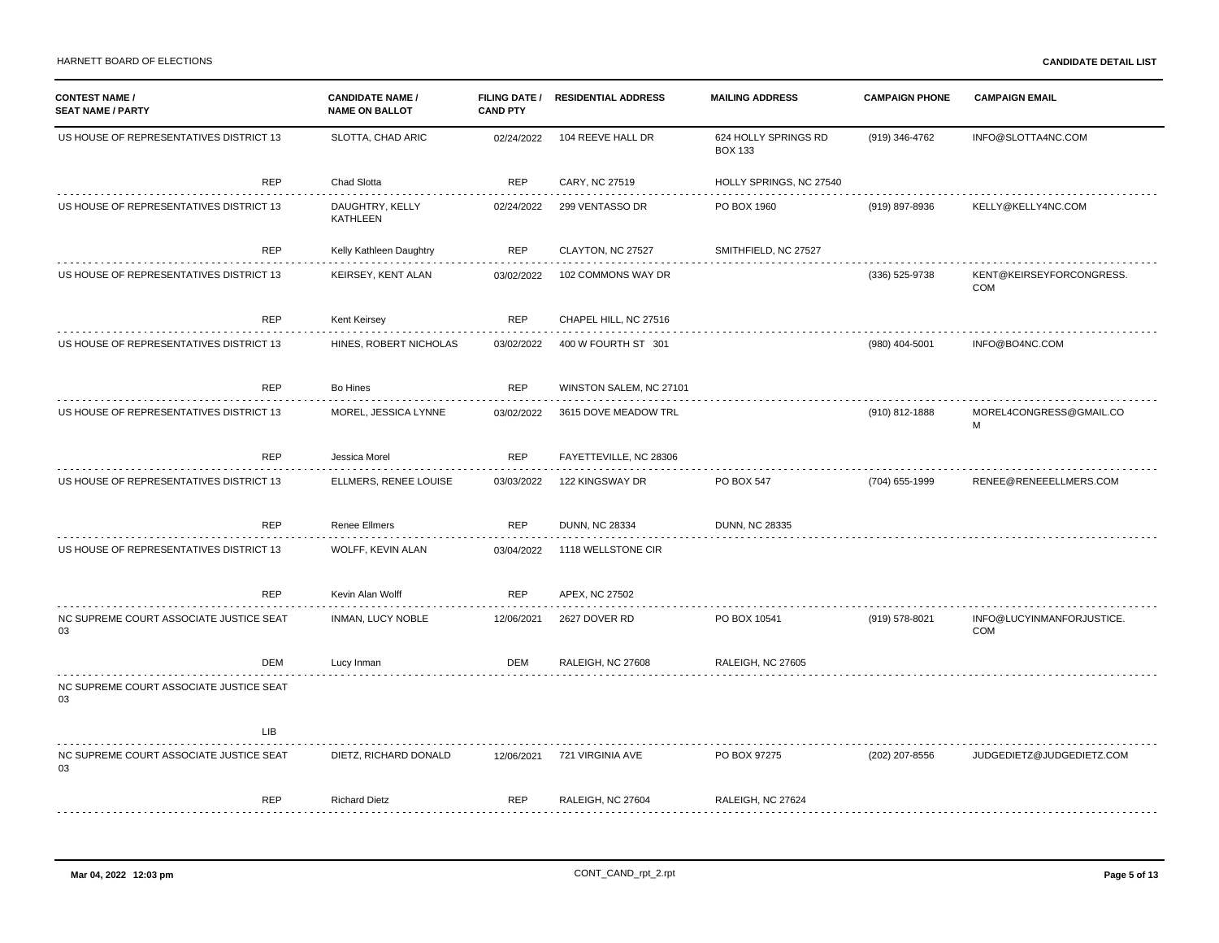| CONTEST NAME / SEAT NAME / PARTY | CANDIDATE NAME / NAME ON BALLOT | FILING DATE / CAND PTY | RESIDENTIAL ADDRESS | MAILING ADDRESS | CAMPAIGN PHONE | CAMPAIGN EMAIL |
|---|---|---|---|---|---|---|
| US HOUSE OF REPRESENTATIVES DISTRICT 13 | SLOTTA, CHAD ARIC | 02/24/2022 | 104 REEVE HALL DR | 624 HOLLY SPRINGS RD BOX 133 | (919) 346-4762 | INFO@SLOTTA4NC.COM |
| REP | Chad Slotta | REP | CARY, NC 27519 | HOLLY SPRINGS, NC 27540 | | |
| US HOUSE OF REPRESENTATIVES DISTRICT 13 | DAUGHTRY, KELLY KATHLEEN | 02/24/2022 | 299 VENTASSO DR | PO BOX 1960 | (919) 897-8936 | KELLY@KELLY4NC.COM |
| REP | Kelly Kathleen Daughtry | REP | CLAYTON, NC 27527 | SMITHFIELD, NC 27527 | | |
| US HOUSE OF REPRESENTATIVES DISTRICT 13 | KEIRSEY, KENT ALAN | 03/02/2022 | 102 COMMONS WAY DR | | (336) 525-9738 | KENT@KEIRSEYFORCONGRESS.COM |
| REP | Kent Keirsey | REP | CHAPEL HILL, NC 27516 | | | |
| US HOUSE OF REPRESENTATIVES DISTRICT 13 | HINES, ROBERT NICHOLAS | 03/02/2022 | 400 W FOURTH ST 301 | | (980) 404-5001 | INFO@BO4NC.COM |
| REP | Bo Hines | REP | WINSTON SALEM, NC 27101 | | | |
| US HOUSE OF REPRESENTATIVES DISTRICT 13 | MOREL, JESSICA LYNNE | 03/02/2022 | 3615 DOVE MEADOW TRL | | (910) 812-1888 | MOREL4CONGRESS@GMAIL.COM |
| REP | Jessica Morel | REP | FAYETTEVILLE, NC 28306 | | | |
| US HOUSE OF REPRESENTATIVES DISTRICT 13 | ELLMERS, RENEE LOUISE | 03/03/2022 | 122 KINGSWAY DR | PO BOX 547 | (704) 655-1999 | RENEE@RENEEELLMERS.COM |
| REP | Renee Ellmers | REP | DUNN, NC 28334 | DUNN, NC 28335 | | |
| US HOUSE OF REPRESENTATIVES DISTRICT 13 | WOLFF, KEVIN ALAN | 03/04/2022 | 1118 WELLSTONE CIR | | | |
| REP | Kevin Alan Wolff | REP | APEX, NC 27502 | | | |
| NC SUPREME COURT ASSOCIATE JUSTICE SEAT 03 | INMAN, LUCY NOBLE | 12/06/2021 | 2627 DOVER RD | PO BOX 10541 | (919) 578-8021 | INFO@LUCYINMANFORJUSTICE.COM |
| DEM | Lucy Inman | DEM | RALEIGH, NC 27608 | RALEIGH, NC 27605 | | |
| NC SUPREME COURT ASSOCIATE JUSTICE SEAT 03 | | | | | | |
| LIB | | | | | | |
| NC SUPREME COURT ASSOCIATE JUSTICE SEAT 03 | DIETZ, RICHARD DONALD | 12/06/2021 | 721 VIRGINIA AVE | PO BOX 97275 | (202) 207-8556 | JUDGEDIETZ@JUDGEDIETZ.COM |
| REP | Richard Dietz | REP | RALEIGH, NC 27604 | RALEIGH, NC 27624 | | |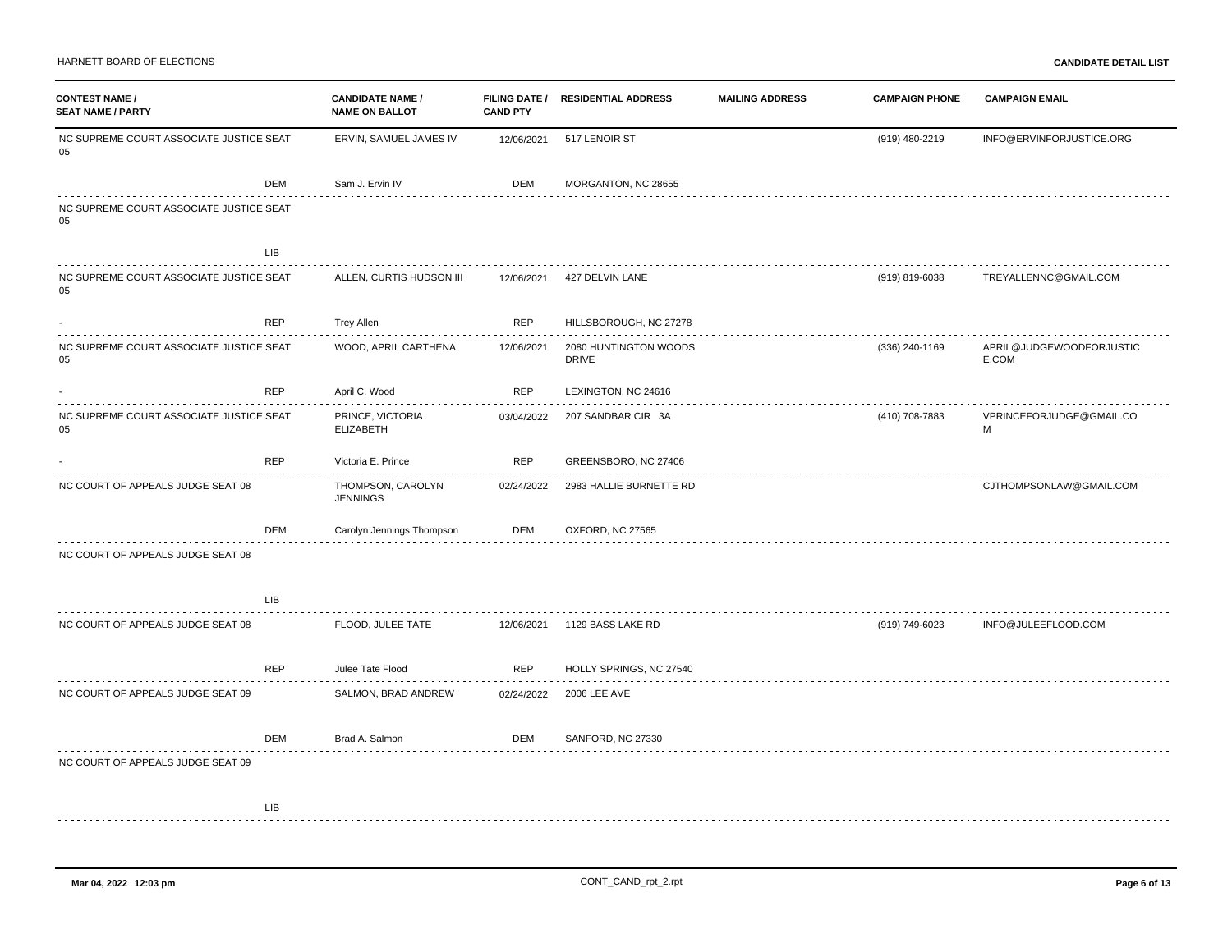HARNETT BOARD OF ELECTIONS

**CANDIDATE DETAIL LIST**

| CONTEST NAME / SEAT NAME / PARTY | | CANDIDATE NAME / NAME ON BALLOT | FILING DATE / CAND PTY | RESIDENTIAL ADDRESS | MAILING ADDRESS | CAMPAIGN PHONE | CAMPAIGN EMAIL |
|---|---|---|---|---|---|---|---|
| NC SUPREME COURT ASSOCIATE JUSTICE SEAT 05 | | ERVIN, SAMUEL JAMES IV | 12/06/2021 | 517 LENOIR ST | | (919) 480-2219 | INFO@ERVINFORJUSTICE.ORG |
| | DEM | Sam J. Ervin IV | DEM | MORGANTON, NC 28655 | | | |
| NC SUPREME COURT ASSOCIATE JUSTICE SEAT 05 | | | | | | | |
| | LIB | | | | | | |
| NC SUPREME COURT ASSOCIATE JUSTICE SEAT 05 | | ALLEN, CURTIS HUDSON III | 12/06/2021 | 427 DELVIN LANE | | (919) 819-6038 | TREYALLENNC@GMAIL.COM |
| - | REP | Trey Allen | REP | HILLSBOROUGH, NC 27278 | | | |
| NC SUPREME COURT ASSOCIATE JUSTICE SEAT 05 | | WOOD, APRIL CARTHENA | 12/06/2021 | 2080 HUNTINGTON WOODS DRIVE | | (336) 240-1169 | APRIL@JUDGEWOODFORJUSTICE.COM |
| - | REP | April C. Wood | REP | LEXINGTON, NC 24616 | | | |
| NC SUPREME COURT ASSOCIATE JUSTICE SEAT 05 | | PRINCE, VICTORIA ELIZABETH | 03/04/2022 | 207 SANDBAR CIR 3A | | (410) 708-7883 | VPRINCEFORJUDGE@GMAIL.COM |
| - | REP | Victoria E. Prince | REP | GREENSBORO, NC 27406 | | | |
| NC COURT OF APPEALS JUDGE SEAT 08 | | THOMPSON, CAROLYN JENNINGS | 02/24/2022 | 2983 HALLIE BURNETTE RD | | | CJTHOMPSONLAW@GMAIL.COM |
| | DEM | Carolyn Jennings Thompson | DEM | OXFORD, NC 27565 | | | |
| NC COURT OF APPEALS JUDGE SEAT 08 | | | | | | | |
| | LIB | | | | | | |
| NC COURT OF APPEALS JUDGE SEAT 08 | | FLOOD, JULEE TATE | 12/06/2021 | 1129 BASS LAKE RD | | (919) 749-6023 | INFO@JULEEFLOOD.COM |
| | REP | Julee Tate Flood | REP | HOLLY SPRINGS, NC 27540 | | | |
| NC COURT OF APPEALS JUDGE SEAT 09 | | SALMON, BRAD ANDREW | 02/24/2022 | 2006 LEE AVE | | | |
| | DEM | Brad A. Salmon | DEM | SANFORD, NC 27330 | | | |
| NC COURT OF APPEALS JUDGE SEAT 09 | | | | | | | |
| | LIB | | | | | | |

Mar 04, 2022 12:03 pm CONT_CAND_rpt_2.rpt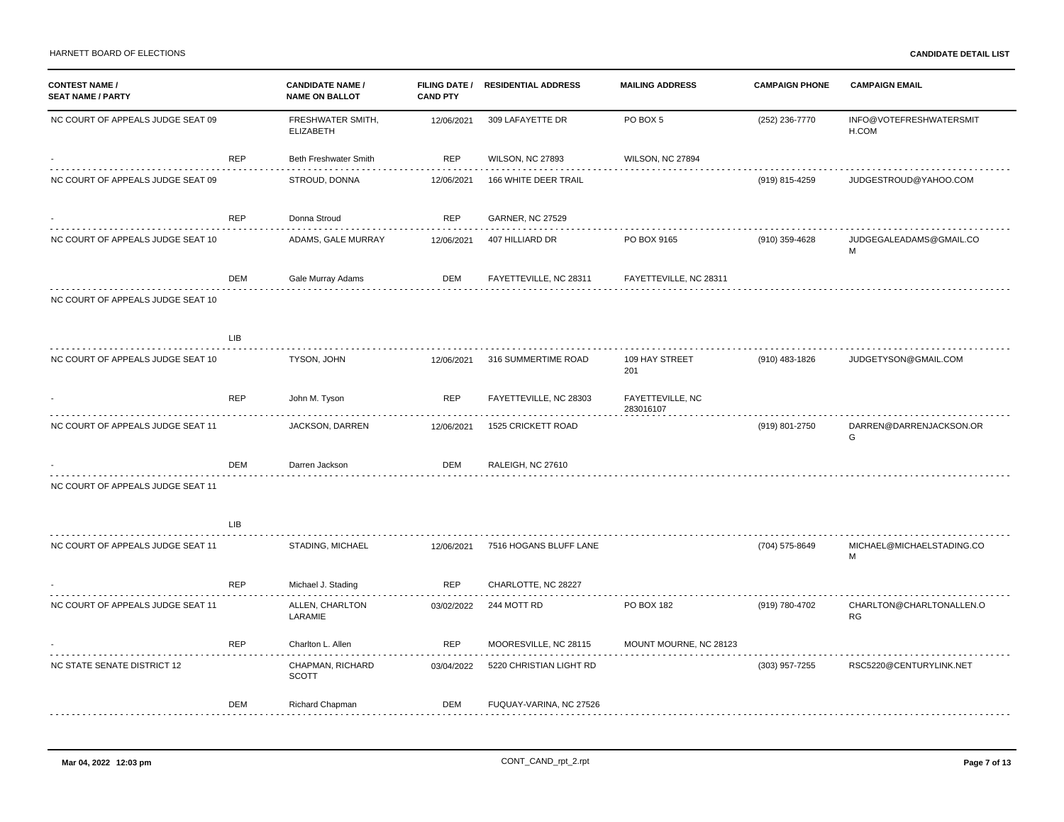| CONTEST NAME / SEAT NAME / PARTY | | CANDIDATE NAME / NAME ON BALLOT | FILING DATE / CAND PTY | RESIDENTIAL ADDRESS | MAILING ADDRESS | CAMPAIGN PHONE | CAMPAIGN EMAIL |
|---|---|---|---|---|---|---|---|
| NC COURT OF APPEALS JUDGE SEAT 09 | | FRESHWATER SMITH, ELIZABETH | 12/06/2021 | 309 LAFAYETTE DR | PO BOX 5 | (252) 236-7770 | INFO@VOTEFRESHWATERSMITH.COM |
| - | REP | Beth Freshwater Smith | REP | WILSON, NC 27893 | WILSON, NC 27894 | | |
| NC COURT OF APPEALS JUDGE SEAT 09 | | STROUD, DONNA | 12/06/2021 | 166 WHITE DEER TRAIL | | (919) 815-4259 | JUDGESTROUD@YAHOO.COM |
| - | REP | Donna Stroud | REP | GARNER, NC 27529 | | | |
| NC COURT OF APPEALS JUDGE SEAT 10 | | ADAMS, GALE MURRAY | 12/06/2021 | 407 HILLIARD DR | PO BOX 9165 | (910) 359-4628 | JUDGEGALEADAMS@GMAIL.COM |
| | DEM | Gale Murray Adams | DEM | FAYETTEVILLE, NC 28311 | FAYETTEVILLE, NC 28311 | | |
| NC COURT OF APPEALS JUDGE SEAT 10 | | | | | | | |
| | LIB | | | | | | |
| NC COURT OF APPEALS JUDGE SEAT 10 | | TYSON, JOHN | 12/06/2021 | 316 SUMMERTIME ROAD | 109 HAY STREET 201 | (910) 483-1826 | JUDGETYSON@GMAIL.COM |
| - | REP | John M. Tyson | REP | FAYETTEVILLE, NC 28303 | FAYETTEVILLE, NC 283016107 | | |
| NC COURT OF APPEALS JUDGE SEAT 11 | | JACKSON, DARREN | 12/06/2021 | 1525 CRICKETT ROAD | | (919) 801-2750 | DARREN@DARRENJACKSON.ORG |
| - | DEM | Darren Jackson | DEM | RALEIGH, NC 27610 | | | |
| NC COURT OF APPEALS JUDGE SEAT 11 | | | | | | | |
| | LIB | | | | | | |
| NC COURT OF APPEALS JUDGE SEAT 11 | | STADING, MICHAEL | 12/06/2021 | 7516 HOGANS BLUFF LANE | | (704) 575-8649 | MICHAEL@MICHAELSTADING.COM |
| - | REP | Michael J. Stading | REP | CHARLOTTE, NC 28227 | | | |
| NC COURT OF APPEALS JUDGE SEAT 11 | | ALLEN, CHARLTON LARAMIE | 03/02/2022 | 244 MOTT RD | PO BOX 182 | (919) 780-4702 | CHARLTON@CHARLTONALLEN.ORG |
| - | REP | Charlton L. Allen | REP | MOORESVILLE, NC 28115 | MOUNT MOURNE, NC 28123 | | |
| NC STATE SENATE DISTRICT 12 | | CHAPMAN, RICHARD SCOTT | 03/04/2022 | 5220 CHRISTIAN LIGHT RD | | (303) 957-7255 | RSC5220@CENTURYLINK.NET |
| | DEM | Richard Chapman | DEM | FUQUAY-VARINA, NC 27526 | | | |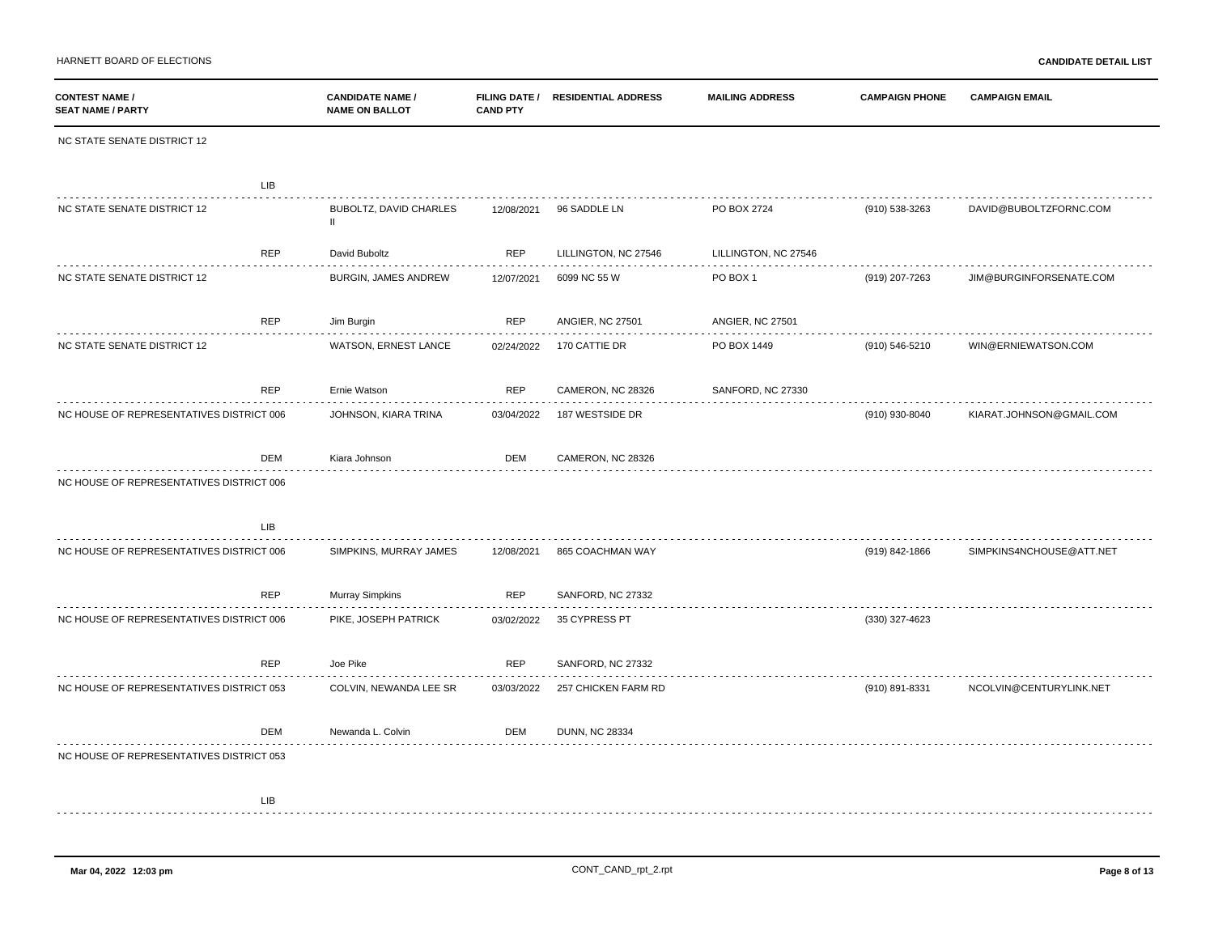HARNETT BOARD OF ELECTIONS

**CANDIDATE DETAIL LIST**

| CONTEST NAME / SEAT NAME / PARTY | CANDIDATE NAME / NAME ON BALLOT | FILING DATE / CAND PTY | RESIDENTIAL ADDRESS | MAILING ADDRESS | CAMPAIGN PHONE | CAMPAIGN EMAIL |
|---|---|---|---|---|---|---|
| NC STATE SENATE DISTRICT 12 | | | | | | |
| LIB | | | | | | |
| NC STATE SENATE DISTRICT 12 | BUBOLTZ, DAVID CHARLES II | 12/08/2021 | 96 SADDLE LN | PO BOX 2724 | (910) 538-3263 | DAVID@BUBOLTZFORNC.COM |
| REP | David Buboltz | REP | LILLINGTON, NC 27546 | LILLINGTON, NC 27546 | | |
| NC STATE SENATE DISTRICT 12 | BURGIN, JAMES ANDREW | 12/07/2021 | 6099 NC 55 W | PO BOX 1 | (919) 207-7263 | JIM@BURGINFORSENATE.COM |
| REP | Jim Burgin | REP | ANGIER, NC 27501 | ANGIER, NC 27501 | | |
| NC STATE SENATE DISTRICT 12 | WATSON, ERNEST LANCE | 02/24/2022 | 170 CATTIE DR | PO BOX 1449 | (910) 546-5210 | WIN@ERNIEWATSON.COM |
| REP | Ernie Watson | REP | CAMERON, NC 28326 | SANFORD, NC 27330 | | |
| NC HOUSE OF REPRESENTATIVES DISTRICT 006 | JOHNSON, KIARA TRINA | 03/04/2022 | 187 WESTSIDE DR | | (910) 930-8040 | KIARAT.JOHNSON@GMAIL.COM |
| DEM | Kiara Johnson | DEM | CAMERON, NC 28326 | | | |
| NC HOUSE OF REPRESENTATIVES DISTRICT 006 | | | | | | |
| LIB | | | | | | |
| NC HOUSE OF REPRESENTATIVES DISTRICT 006 | SIMPKINS, MURRAY JAMES | 12/08/2021 | 865 COACHMAN WAY | | (919) 842-1866 | SIMPKINS4NCHOUSE@ATT.NET |
| REP | Murray Simpkins | REP | SANFORD, NC 27332 | | | |
| NC HOUSE OF REPRESENTATIVES DISTRICT 006 | PIKE, JOSEPH PATRICK | 03/02/2022 | 35 CYPRESS PT | | (330) 327-4623 | |
| REP | Joe Pike | REP | SANFORD, NC 27332 | | | |
| NC HOUSE OF REPRESENTATIVES DISTRICT 053 | COLVIN, NEWANDA LEE SR | 03/03/2022 | 257 CHICKEN FARM RD | | (910) 891-8331 | NCOLVIN@CENTURYLINK.NET |
| DEM | Newanda L. Colvin | DEM | DUNN, NC 28334 | | | |
| NC HOUSE OF REPRESENTATIVES DISTRICT 053 | | | | | | |
| LIB | | | | | | |

Mar 04, 2022 12:03 pm CONT_CAND_rpt_2.rpt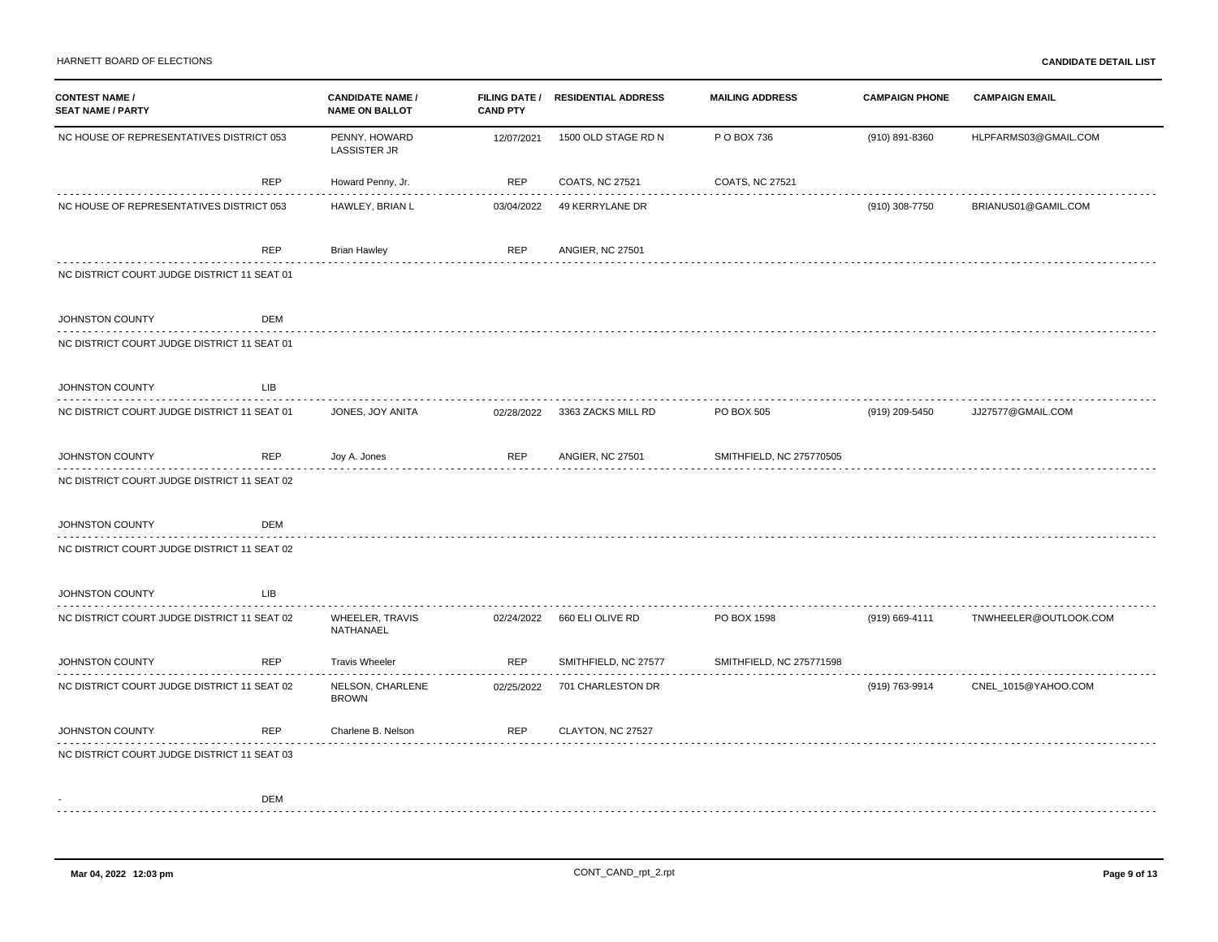| CONTEST NAME / SEAT NAME / PARTY | | CANDIDATE NAME / NAME ON BALLOT | FILING DATE / CAND PTY | RESIDENTIAL ADDRESS | MAILING ADDRESS | CAMPAIGN PHONE | CAMPAIGN EMAIL |
|---|---|---|---|---|---|---|---|
| NC HOUSE OF REPRESENTATIVES DISTRICT 053 | | PENNY, HOWARD LASSISTER JR | 12/07/2021 | 1500 OLD STAGE RD N | P O BOX 736 | (910) 891-8360 | HLPFARMS03@GMAIL.COM |
| | REP | Howard Penny, Jr. | REP | COATS, NC 27521 | COATS, NC 27521 | | |
| NC HOUSE OF REPRESENTATIVES DISTRICT 053 | | HAWLEY, BRIAN L | 03/04/2022 | 49 KERRYLANE DR | | (910) 308-7750 | BRIANUS01@GAMIL.COM |
| | REP | Brian Hawley | REP | ANGIER, NC 27501 | | | |
| NC DISTRICT COURT JUDGE DISTRICT 11 SEAT 01 | | | | | | | |
| JOHNSTON COUNTY | DEM | | | | | | |
| NC DISTRICT COURT JUDGE DISTRICT 11 SEAT 01 | | | | | | | |
| JOHNSTON COUNTY | LIB | | | | | | |
| NC DISTRICT COURT JUDGE DISTRICT 11 SEAT 01 | | JONES, JOY ANITA | 02/28/2022 | 3363 ZACKS MILL RD | PO BOX 505 | (919) 209-5450 | JJ27577@GMAIL.COM |
| JOHNSTON COUNTY | REP | Joy A. Jones | REP | ANGIER, NC 27501 | SMITHFIELD, NC 275770505 | | |
| NC DISTRICT COURT JUDGE DISTRICT 11 SEAT 02 | | | | | | | |
| JOHNSTON COUNTY | DEM | | | | | | |
| NC DISTRICT COURT JUDGE DISTRICT 11 SEAT 02 | | | | | | | |
| JOHNSTON COUNTY | LIB | | | | | | |
| NC DISTRICT COURT JUDGE DISTRICT 11 SEAT 02 | | WHEELER, TRAVIS NATHANAEL | 02/24/2022 | 660 ELI OLIVE RD | PO BOX 1598 | (919) 669-4111 | TNWHEELER@OUTLOOK.COM |
| JOHNSTON COUNTY | REP | Travis Wheeler | REP | SMITHFIELD, NC 27577 | SMITHFIELD, NC 275771598 | | |
| NC DISTRICT COURT JUDGE DISTRICT 11 SEAT 02 | | NELSON, CHARLENE BROWN | 02/25/2022 | 701 CHARLESTON DR | | (919) 763-9914 | CNEL_1015@YAHOO.COM |
| JOHNSTON COUNTY | REP | Charlene B. Nelson | REP | CLAYTON, NC 27527 | | | |
| NC DISTRICT COURT JUDGE DISTRICT 11 SEAT 03 | | | | | | | |
| - | DEM | | | | | | |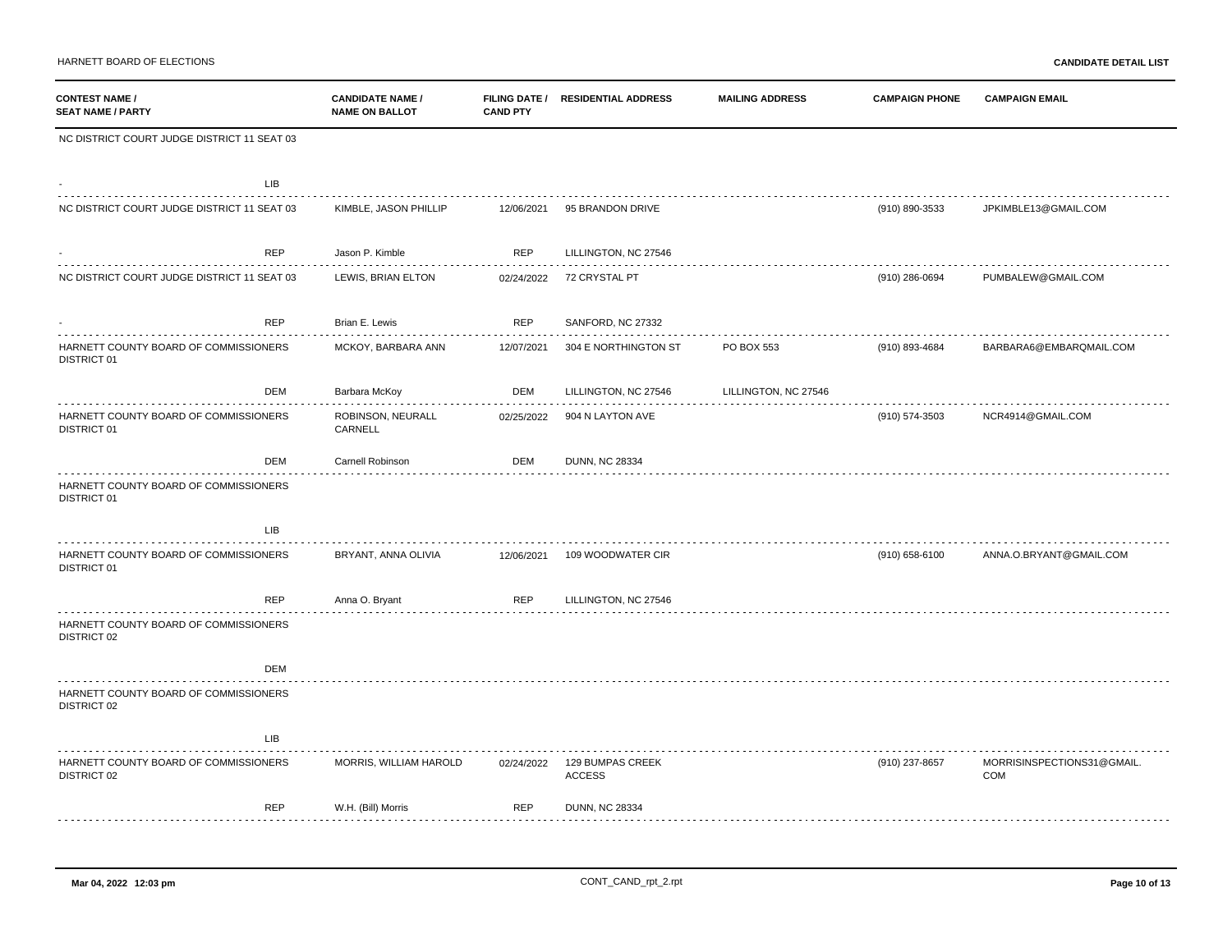| CONTEST NAME / SEAT NAME / PARTY | CANDIDATE NAME / NAME ON BALLOT | FILING DATE / CAND PTY | RESIDENTIAL ADDRESS | MAILING ADDRESS | CAMPAIGN PHONE | CAMPAIGN EMAIL |
|---|---|---|---|---|---|---|
| NC DISTRICT COURT JUDGE DISTRICT 11 SEAT 03 | | | | | | |
| - LIB | | | | | | |
| NC DISTRICT COURT JUDGE DISTRICT 11 SEAT 03 | KIMBLE, JASON PHILLIP | 12/06/2021 | 95 BRANDON DRIVE | | (910) 890-3533 | JPKIMBLE13@GMAIL.COM |
| - REP | Jason P. Kimble | REP | LILLINGTON, NC 27546 | | | |
| NC DISTRICT COURT JUDGE DISTRICT 11 SEAT 03 | LEWIS, BRIAN ELTON | 02/24/2022 | 72 CRYSTAL PT | | (910) 286-0694 | PUMBALEW@GMAIL.COM |
| - REP | Brian E. Lewis | REP | SANFORD, NC 27332 | | | |
| HARNETT COUNTY BOARD OF COMMISSIONERS DISTRICT 01 | MCKOY, BARBARA ANN | 12/07/2021 | 304 E NORTHINGTON ST | PO BOX 553 | (910) 893-4684 | BARBARA6@EMBARQMAIL.COM |
| DEM | Barbara McKoy | DEM | LILLINGTON, NC 27546 | LILLINGTON, NC 27546 | | |
| HARNETT COUNTY BOARD OF COMMISSIONERS DISTRICT 01 | ROBINSON, NEURALL CARNELL | 02/25/2022 | 904 N LAYTON AVE | | (910) 574-3503 | NCR4914@GMAIL.COM |
| DEM | Carnell Robinson | DEM | DUNN, NC 28334 | | | |
| HARNETT COUNTY BOARD OF COMMISSIONERS DISTRICT 01 | | | | | | |
| LIB | | | | | | |
| HARNETT COUNTY BOARD OF COMMISSIONERS DISTRICT 01 | BRYANT, ANNA OLIVIA | 12/06/2021 | 109 WOODWATER CIR | | (910) 658-6100 | ANNA.O.BRYANT@GMAIL.COM |
| REP | Anna O. Bryant | REP | LILLINGTON, NC 27546 | | | |
| HARNETT COUNTY BOARD OF COMMISSIONERS DISTRICT 02 | | | | | | |
| DEM | | | | | | |
| HARNETT COUNTY BOARD OF COMMISSIONERS DISTRICT 02 | | | | | | |
| LIB | | | | | | |
| HARNETT COUNTY BOARD OF COMMISSIONERS DISTRICT 02 | MORRIS, WILLIAM HAROLD | 02/24/2022 | 129 BUMPAS CREEK ACCESS | | (910) 237-8657 | MORRISINSPECTIONS31@GMAIL.COM |
| REP | W.H. (Bill) Morris | REP | DUNN, NC 28334 | | | |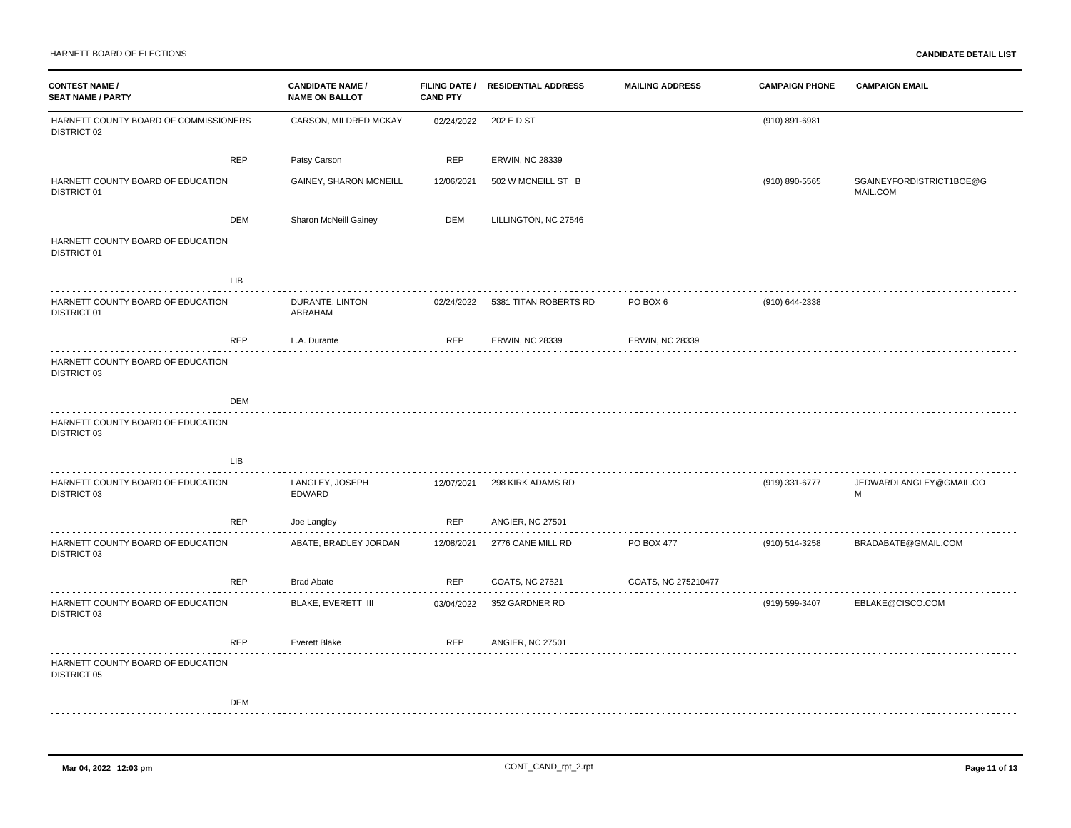HARNETT BOARD OF ELECTIONS

**CANDIDATE DETAIL LIST**

| CONTEST NAME / SEAT NAME / PARTY | CANDIDATE NAME / NAME ON BALLOT | FILING DATE / CAND PTY | RESIDENTIAL ADDRESS | MAILING ADDRESS | CAMPAIGN PHONE | CAMPAIGN EMAIL |
| --- | --- | --- | --- | --- | --- | --- |
| HARNETT COUNTY BOARD OF COMMISSIONERS DISTRICT 02 | CARSON, MILDRED MCKAY | 02/24/2022 | 202 E D ST | | (910) 891-6981 | |
| REP | Patsy Carson | REP | ERWIN, NC 28339 | | | |
| HARNETT COUNTY BOARD OF EDUCATION DISTRICT 01 | GAINEY, SHARON MCNEILL | 12/06/2021 | 502 W MCNEILL ST B | | (910) 890-5565 | SGAINEYFORDISTRICT1BOE@GMAIL.COM |
| DEM | Sharon McNeill Gainey | DEM | LILLINGTON, NC 27546 | | | |
| HARNETT COUNTY BOARD OF EDUCATION DISTRICT 01 | | | | | | |
| LIB | | | | | | |
| HARNETT COUNTY BOARD OF EDUCATION DISTRICT 01 | DURANTE, LINTON ABRAHAM | 02/24/2022 | 5381 TITAN ROBERTS RD | PO BOX 6 | (910) 644-2338 | |
| REP | L.A. Durante | REP | ERWIN, NC 28339 | ERWIN, NC 28339 | | |
| HARNETT COUNTY BOARD OF EDUCATION DISTRICT 03 | | | | | | |
| DEM | | | | | | |
| HARNETT COUNTY BOARD OF EDUCATION DISTRICT 03 | | | | | | |
| LIB | | | | | | |
| HARNETT COUNTY BOARD OF EDUCATION DISTRICT 03 | LANGLEY, JOSEPH EDWARD | 12/07/2021 | 298 KIRK ADAMS RD | | (919) 331-6777 | JEDWARDLANGLEY@GMAIL.COM |
| REP | Joe Langley | REP | ANGIER, NC 27501 | | | |
| HARNETT COUNTY BOARD OF EDUCATION DISTRICT 03 | ABATE, BRADLEY JORDAN | 12/08/2021 | 2776 CANE MILL RD | PO BOX 477 | (910) 514-3258 | BRADABATE@GMAIL.COM |
| REP | Brad Abate | REP | COATS, NC 27521 | COATS, NC 275210477 | | |
| HARNETT COUNTY BOARD OF EDUCATION DISTRICT 03 | BLAKE, EVERETT III | 03/04/2022 | 352 GARDNER RD | | (919) 599-3407 | EBLAKE@CISCO.COM |
| REP | Everett Blake | REP | ANGIER, NC 27501 | | | |
| HARNETT COUNTY BOARD OF EDUCATION DISTRICT 05 | | | | | | |
| DEM | | | | | | |

Mar 04, 2022 12:03 pm — CONT_CAND_rpt_2.rpt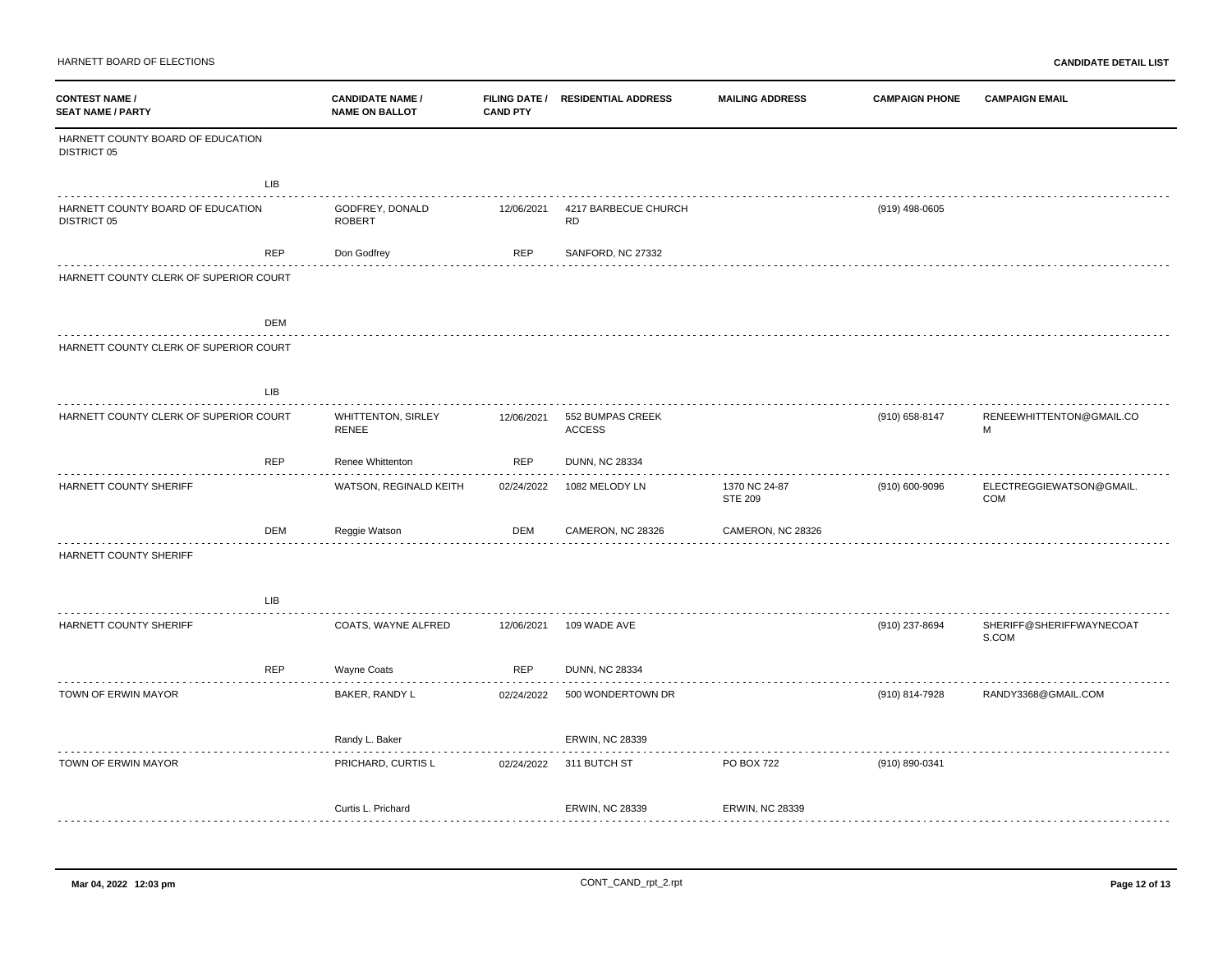| CONTEST NAME / SEAT NAME / PARTY | CANDIDATE NAME / NAME ON BALLOT | FILING DATE / CAND PTY | RESIDENTIAL ADDRESS | MAILING ADDRESS | CAMPAIGN PHONE | CAMPAIGN EMAIL |
|---|---|---|---|---|---|---|
| HARNETT COUNTY BOARD OF EDUCATION DISTRICT 05 | | | | | | |
| LIB | | | | | | |
| HARNETT COUNTY BOARD OF EDUCATION DISTRICT 05 | GODFREY, DONALD ROBERT | 12/06/2021 | 4217 BARBECUE CHURCH RD | | (919) 498-0605 | |
| REP | Don Godfrey | REP | SANFORD, NC 27332 | | | |
| HARNETT COUNTY CLERK OF SUPERIOR COURT | | | | | | |
| DEM | | | | | | |
| HARNETT COUNTY CLERK OF SUPERIOR COURT | | | | | | |
| LIB | | | | | | |
| HARNETT COUNTY CLERK OF SUPERIOR COURT | WHITTENTON, SIRLEY RENEE | 12/06/2021 | 552 BUMPAS CREEK ACCESS | | (910) 658-8147 | RENEEWHITTENTON@GMAIL.COM |
| REP | Renee Whittenton | REP | DUNN, NC 28334 | | | |
| HARNETT COUNTY SHERIFF | WATSON, REGINALD KEITH | 02/24/2022 | 1082 MELODY LN | 1370 NC 24-87 STE 209 | (910) 600-9096 | ELECTREGGIEWATSON@GMAIL.COM |
| DEM | Reggie Watson | DEM | CAMERON, NC 28326 | CAMERON, NC 28326 | | |
| HARNETT COUNTY SHERIFF | | | | | | |
| LIB | | | | | | |
| HARNETT COUNTY SHERIFF | COATS, WAYNE ALFRED | 12/06/2021 | 109 WADE AVE | | (910) 237-8694 | SHERIFF@SHERIFFWAYNECOATS.COM |
| REP | Wayne Coats | REP | DUNN, NC 28334 | | | |
| TOWN OF ERWIN MAYOR | BAKER, RANDY L | 02/24/2022 | 500 WONDERTOWN DR | | (910) 814-7928 | RANDY3368@GMAIL.COM |
| | Randy L. Baker | | ERWIN, NC 28339 | | | |
| TOWN OF ERWIN MAYOR | PRICHARD, CURTIS L | 02/24/2022 | 311 BUTCH ST | PO BOX 722 | (910) 890-0341 | |
| | Curtis L. Prichard | | ERWIN, NC 28339 | ERWIN, NC 28339 | | |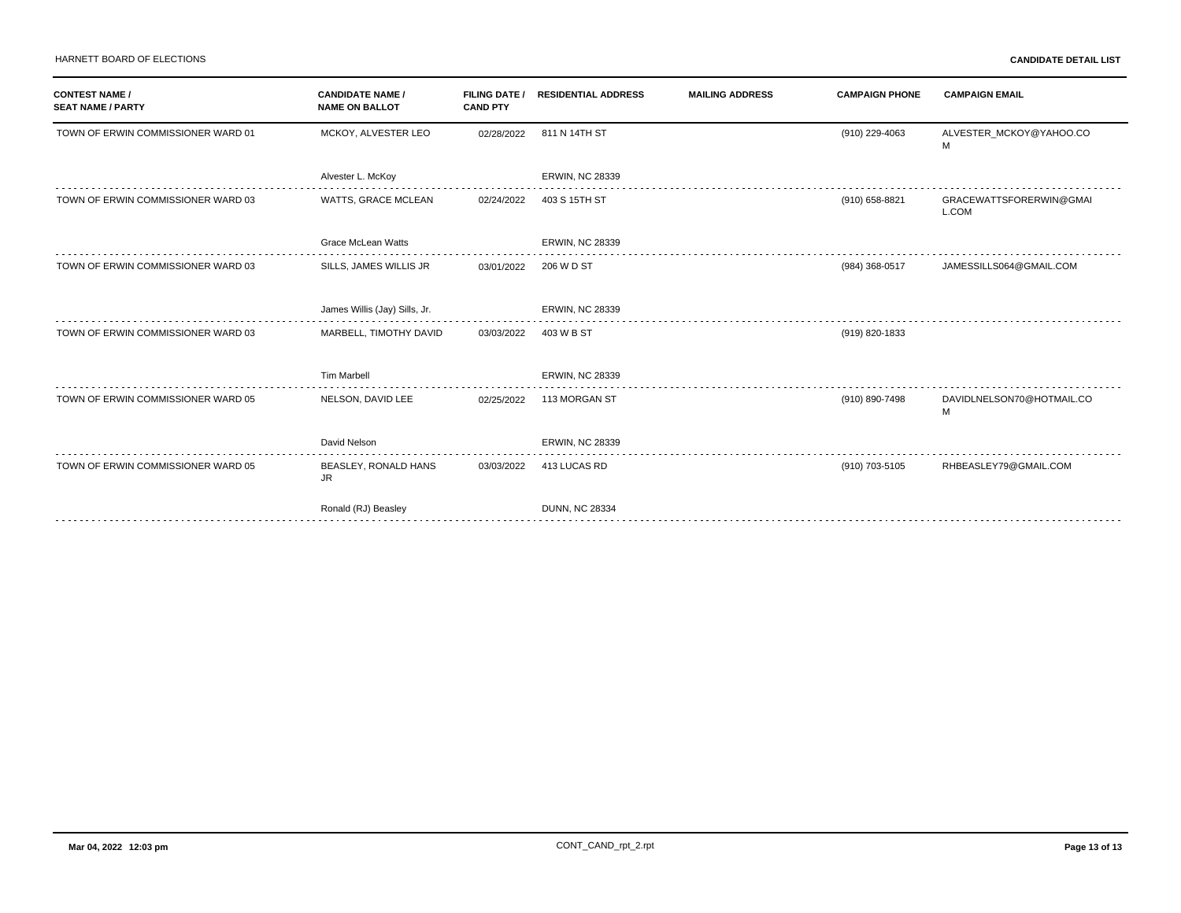| CONTEST NAME / SEAT NAME / PARTY | CANDIDATE NAME / NAME ON BALLOT | FILING DATE / CAND PTY | RESIDENTIAL ADDRESS | MAILING ADDRESS | CAMPAIGN PHONE | CAMPAIGN EMAIL |
| --- | --- | --- | --- | --- | --- | --- |
| TOWN OF ERWIN COMMISSIONER WARD 01 | MCKOY, ALVESTER LEO<br>Alvester L. McKoy | 02/28/2022 | 811 N 14TH ST<br>ERWIN, NC 28339 | | (910) 229-4063 | ALVESTER_MCKOY@YAHOO.COM |
| TOWN OF ERWIN COMMISSIONER WARD 03 | WATTS, GRACE MCLEAN<br>Grace McLean Watts | 02/24/2022 | 403 S 15TH ST<br>ERWIN, NC 28339 | | (910) 658-8821 | GRACEWATTSFORERWIN@GMAIL.COM |
| TOWN OF ERWIN COMMISSIONER WARD 03 | SILLS, JAMES WILLIS JR<br>James Willis (Jay) Sills, Jr. | 03/01/2022 | 206 W D ST<br>ERWIN, NC 28339 | | (984) 368-0517 | JAMESSILLS064@GMAIL.COM |
| TOWN OF ERWIN COMMISSIONER WARD 03 | MARBELL, TIMOTHY DAVID<br>Tim Marbell | 03/03/2022 | 403 W B ST<br>ERWIN, NC 28339 | | (919) 820-1833 | |
| TOWN OF ERWIN COMMISSIONER WARD 05 | NELSON, DAVID LEE<br>David Nelson | 02/25/2022 | 113 MORGAN ST<br>ERWIN, NC 28339 | | (910) 890-7498 | DAVIDLNELSON70@HOTMAIL.COM |
| TOWN OF ERWIN COMMISSIONER WARD 05 | BEASLEY, RONALD HANS JR<br>Ronald (RJ) Beasley | 03/03/2022 | 413 LUCAS RD<br>DUNN, NC 28334 | | (910) 703-5105 | RHBEASLEY79@GMAIL.COM |

Mar 04, 2022 12:03 pm

CONT_CAND_rpt_2.rpt